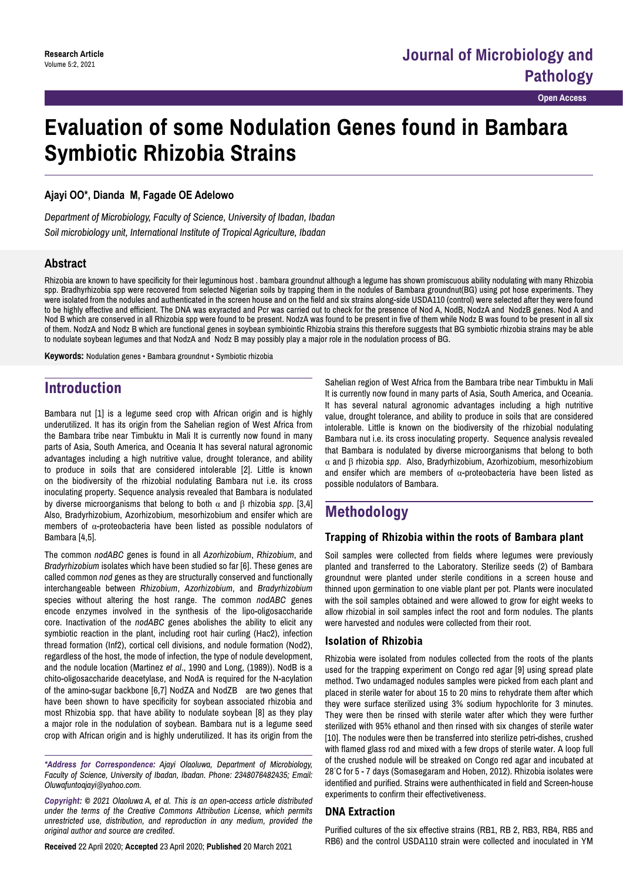Research Article

# Evaluation of some Nodulation Genes found in Bambara Symbiotic Rhizobia Strains

**Ajayi OO\*, Dianda M, Fagade OE Adelowo**

*Department of Microbiology, Faculty of Science, University of Ibadan, Ibadan*
*Soil microbiology unit, International Institute of Tropical Agriculture, Ibadan*

## Abstract

Rhizobia are known to have specificity for their leguminous host . bambara groundnut although a legume has shown promiscuous ability nodulating with many Rhizobia spp. Bradyhrhizobia spp were recovered from selected Nigerian soils by trapping them in the nodules of Bambara groundnut(BG) using pot hose experiments. They were isolated from the nodules and authenticated in the screen house and on the field and six strains along-side USDA110 (control) were selected after they were found to be highly effective and efficient. The DNA was exyracted and Pcr was carried out to check for the presence of Nod A, NodB, NodzA and NodzB genes. Nod A and Nod B which are conserved in all Rhizobia spp were found to be present. NodzA was found to be present in five of them while Nodz B was found to be present in all six of them. NodzA and Nodz B which are functional genes in soybean symbiointic Rhizobia strains this therefore suggests that BG symbiotic rhizobia strains may be able to nodulate soybean legumes and that NodzA and Nodz B may possibly play a major role in the nodulation process of BG.

**Keywords:** Nodulation genes • Bambara groundnut • Symbiotic rhizobia

## Introduction

Bambara nut [1] is a legume seed crop with African origin and is highly underutilized. It has its origin from the Sahelian region of West Africa from the Bambara tribe near Timbuktu in Mali It is currently now found in many parts of Asia, South America, and Oceania It has several natural agronomic advantages including a high nutritive value, drought tolerance, and ability to produce in soils that are considered intolerable [2]. Little is known on the biodiversity of the rhizobial nodulating Bambara nut i.e. its cross inoculating property. Sequence analysis revealed that Bambara is nodulated by diverse microorganisms that belong to both α and β rhizobia *spp*. [3,4] Also, Bradyrhizobium, Azorhizobium, mesorhizobium and ensifer which are members of α-proteobacteria have been listed as possible nodulators of Bambara [4,5].

The common *nodABC* genes is found in all *Azorhizobium*, *Rhizobium*, and *Bradyrhizobium* isolates which have been studied so far [6]. These genes are called common *nod* genes as they are structurally conserved and functionally interchangeable between *Rhizobium*, *Azorhizobium*, and *Bradyrhizobium* species without altering the host range. The common *nodABC* genes encode enzymes involved in the synthesis of the lipo-oligosaccharide core. Inactivation of the *nodABC* genes abolishes the ability to elicit any symbiotic reaction in the plant, including root hair curling (Hac2), infection thread formation (Inf2), cortical cell divisions, and nodule formation (Nod2), regardless of the host, the mode of infection, the type of nodule development, and the nodule location (Martinez *et al*., 1990 and Long, (1989)). NodB is a chito-oligosaccharide deacetylase, and NodA is required for the N-acylation of the amino-sugar backbone [6,7] NodZA and NodZB are two genes that have been shown to have specificity for soybean associated rhizobia and most Rhizobia spp. that have ability to nodulate soybean [8] as they play a major role in the nodulation of soybean. Bambara nut is a legume seed crop with African origin and is highly underutilized. It has its origin from the Sahelian region of West Africa from the Bambara tribe near Timbuktu in Mali It is currently now found in many parts of Asia, South America, and Oceania. It has several natural agronomic advantages including a high nutritive value, drought tolerance, and ability to produce in soils that are considered intolerable. Little is known on the biodiversity of the rhizobial nodulating Bambara nut i.e. its cross inoculating property. Sequence analysis revealed that Bambara is nodulated by diverse microorganisms that belong to both α and β rhizobia *spp*. Also, Bradyrhizobium, Azorhizobium, mesorhizobium and ensifer which are members of α-proteobacteria have been listed as possible nodulators of Bambara.

*\*Address for Correspondence: Ajayi Olaoluwa, Department of Microbiology, Faculty of Science, University of Ibadan, Ibadan. Phone: 2348076482435; Email: Oluwafuntoajayi@yahoo.com.*

*Copyright: © 2021 Olaoluwa A, et al. This is an open-access article distributed under the terms of the Creative Commons Attribution License, which permits unrestricted use, distribution, and reproduction in any medium, provided the original author and source are credited.*

**Received** 22 April 2020; **Accepted** 23 April 2020; **Published** 20 March 2021

## Methodology

### Trapping of Rhizobia within the roots of Bambara plant

Soil samples were collected from fields where legumes were previously planted and transferred to the Laboratory. Sterilize seeds (2) of Bambara groundnut were planted under sterile conditions in a screen house and thinned upon germination to one viable plant per pot. Plants were inoculated with the soil samples obtained and were allowed to grow for eight weeks to allow rhizobial in soil samples infect the root and form nodules. The plants were harvested and nodules were collected from their root.

### Isolation of Rhizobia

Rhizobia were isolated from nodules collected from the roots of the plants used for the trapping experiment on Congo red agar [9] using spread plate method. Two undamaged nodules samples were picked from each plant and placed in sterile water for about 15 to 20 mins to rehydrate them after which they were surface sterilized using 3% sodium hypochlorite for 3 minutes. They were then be rinsed with sterile water after which they were further sterilized with 95% ethanol and then rinsed with six changes of sterile water [10]. The nodules were then be transferred into sterilize petri-dishes, crushed with flamed glass rod and mixed with a few drops of sterile water. A loop full of the crushed nodule will be streaked on Congo red agar and incubated at 28°C for 5 - 7 days (Somasegaram and Hoben, 2012). Rhizobia isolates were identified and purified. Strains were authenthicated in field and Screen-house experiments to confirm their effectivetiveness.

### DNA Extraction

Purified cultures of the six effective strains (RB1, RB 2, RB3, RB4, RB5 and RB6) and the control USDA110 strain were collected and inoculated in YM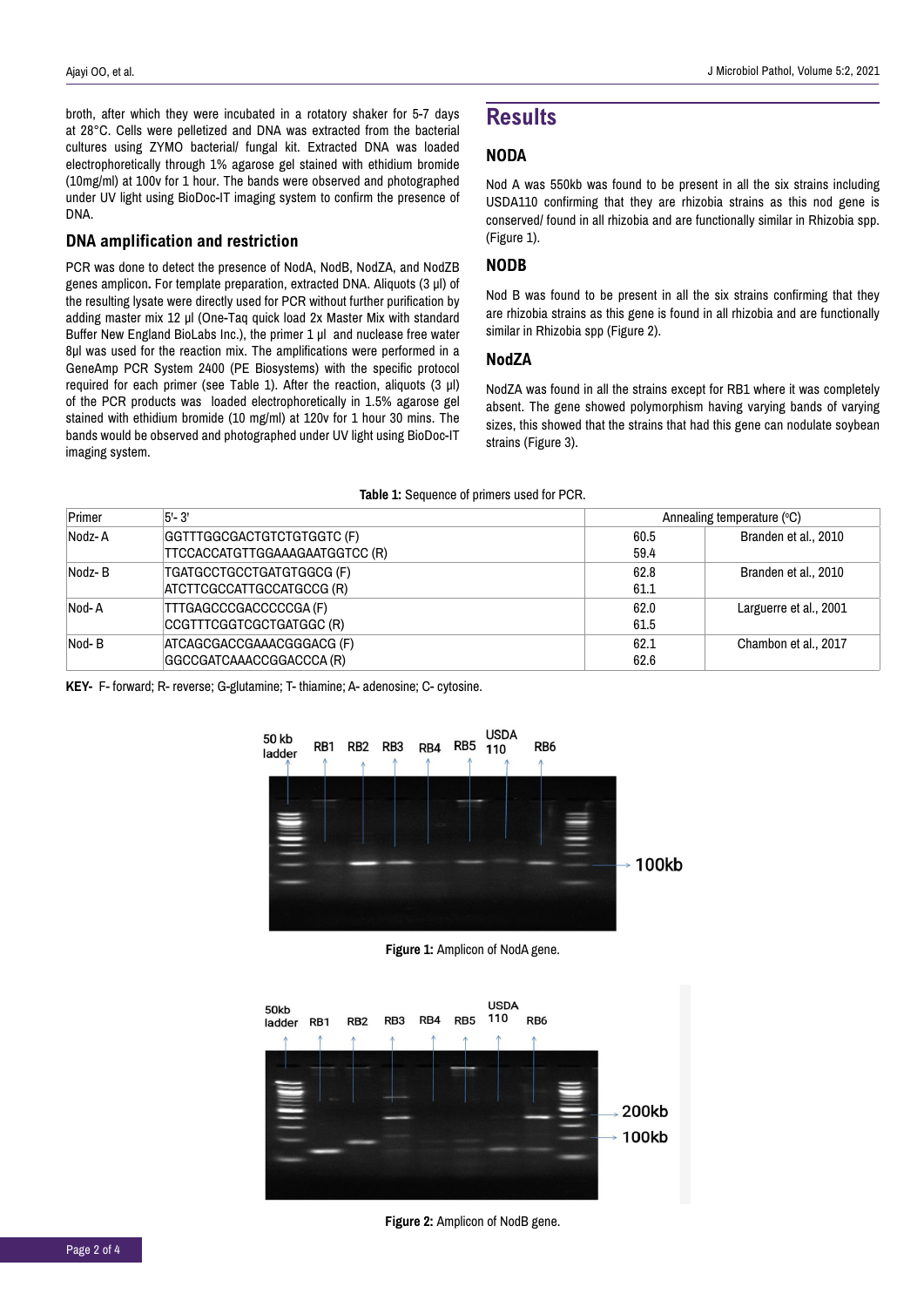broth, after which they were incubated in a rotatory shaker for 5-7 days at 28°C. Cells were pelletized and DNA was extracted from the bacterial cultures using ZYMO bacterial/ fungal kit. Extracted DNA was loaded electrophoretically through 1% agarose gel stained with ethidium bromide (10mg/ml) at 100v for 1 hour. The bands were observed and photographed under UV light using BioDoc-IT imaging system to confirm the presence of DNA.

## DNA amplification and restriction

PCR was done to detect the presence of NodA, NodB, NodZA, and NodZB genes amplicon**.** For template preparation, extracted DNA. Aliquots (3 µl) of the resulting lysate were directly used for PCR without further purification by adding master mix 12 µl (One-Taq quick load 2x Master Mix with standard Buffer New England BioLabs Inc.), the primer 1 µl and nuclease free water 8µl was used for the reaction mix. The amplifications were performed in a GeneAmp PCR System 2400 (PE Biosystems) with the specific protocol required for each primer (see Table 1). After the reaction, aliquots (3 µl) of the PCR products was loaded electrophoretically in 1.5% agarose gel stained with ethidium bromide (10 mg/ml) at 120v for 1 hour 30 mins. The bands would be observed and photographed under UV light using BioDoc-IT imaging system.

# Results

## NODA

Nod A was 550kb was found to be present in all the six strains including USDA110 confirming that they are rhizobia strains as this nod gene is conserved/ found in all rhizobia and are functionally similar in Rhizobia spp. (Figure 1).

## NODB

Nod B was found to be present in all the six strains confirming that they are rhizobia strains as this gene is found in all rhizobia and are functionally similar in Rhizobia spp (Figure 2).

## NodZA

NodZA was found in all the strains except for RB1 where it was completely absent. The gene showed polymorphism having varying bands of varying sizes, this showed that the strains that had this gene can nodulate soybean strains (Figure 3).

**Table 1:** Sequence of primers used for PCR.

| Primer | 5'- 3' | Annealing temperature (°C) | |
|---|---|---|---|
| Nodz- A | GGTTTGGCGACTGTCTGTGGTC (F)<br>TTCCACCATGTTGGAAAGAATGGTCC (R) | 60.5<br>59.4 | Branden et al., 2010 |
| Nodz- B | TGATGCCTGCCTGATGTGGCG (F)<br>ATCTTCGCCATTGCCATGCCG (R) | 62.8<br>61.1 | Branden et al., 2010 |
| Nod- A | TTTGAGCCCGACCCCCGA (F)<br>CCGTTTCGGTCGCTGATGGC (R) | 62.0<br>61.5 | Larguerre et al., 2001 |
| Nod- B | ATCAGCGACCGAAACGGGACG (F)<br>GGCCGATCAAACCGGACCCA (R) | 62.1<br>62.6 | Chambon et al., 2017 |

**KEY-** F- forward; R- reverse; G-glutamine; T- thiamine; A- adenosine; C- cytosine.

**Figure 1:** Amplicon of NodA gene.

**Figure 2:** Amplicon of NodB gene.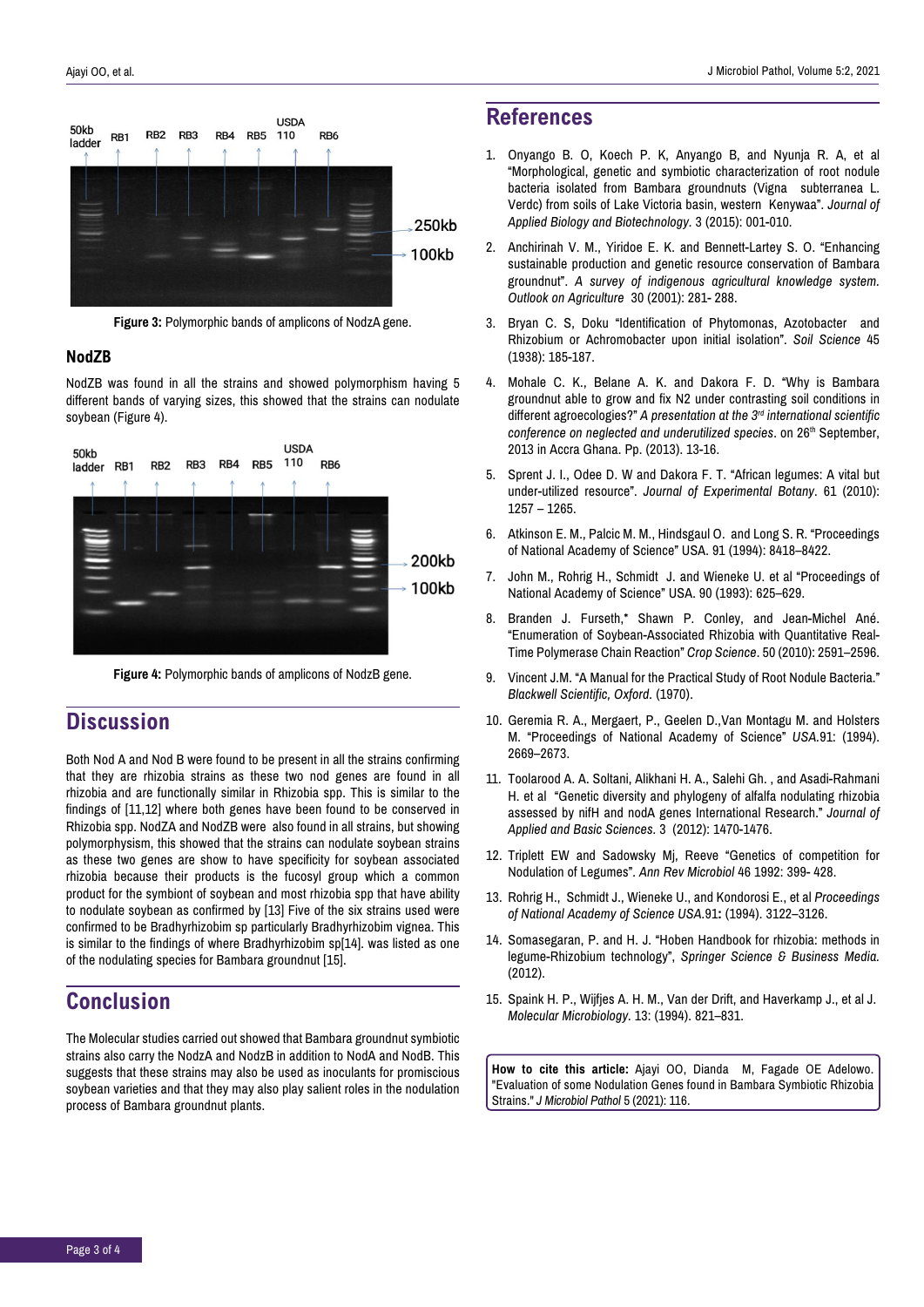50kb ladder
RB1
RB2
RB3
RB4
RB5
USDA 110
RB6
250kb
100kb

**Figure 3:** Polymorphic bands of amplicons of NodzA gene.

### NodZB

NodZB was found in all the strains and showed polymorphism having 5 different bands of varying sizes, this showed that the strains can nodulate soybean (Figure 4).

50kb ladder
RB1
RB2
RB3
RB4
RB5
USDA 110
RB6
200kb
100kb

**Figure 4:** Polymorphic bands of amplicons of NodzB gene.

## Discussion

Both Nod A and Nod B were found to be present in all the strains confirming that they are rhizobia strains as these two nod genes are found in all rhizobia and are functionally similar in Rhizobia spp. This is similar to the findings of [11,12] where both genes have been found to be conserved in Rhizobia spp. NodZA and NodZB were also found in all strains, but showing polymorphysism, this showed that the strains can nodulate soybean strains as these two genes are show to have specificity for soybean associated rhizobia because their products is the fucosyl group which a common product for the symbiont of soybean and most rhizobia spp that have ability to nodulate soybean as confirmed by [13] Five of the six strains used were confirmed to be Bradhyrhizobim sp particularly Bradhyrhizobim vignea. This is similar to the findings of where Bradhyrhizobim sp[14]. was listed as one of the nodulating species for Bambara groundnut [15].

## Conclusion

The Molecular studies carried out showed that Bambara groundnut symbiotic strains also carry the NodzA and NodzB in addition to NodA and NodB. This suggests that these strains may also be used as inoculants for promiscious soybean varieties and that they may also play salient roles in the nodulation process of Bambara groundnut plants.

## References

1. Onyango B. O, Koech P. K, Anyango B, and Nyunja R. A, et al "Morphological, genetic and symbiotic characterization of root nodule bacteria isolated from Bambara groundnuts (Vigna subterranea L. Verdc) from soils of Lake Victoria basin, western Kenywaa". *Journal of Applied Biology and Biotechnology.* 3 (2015): 001-010.
2. Anchirinah V. M., Yiridoe E. K. and Bennett-Lartey S. O. "Enhancing sustainable production and genetic resource conservation of Bambara groundnut". *A survey of indigenous agricultural knowledge system. Outlook on Agriculture* 30 (2001): 281- 288.
3. Bryan C. S, Doku "Identification of Phytomonas, Azotobacter and Rhizobium or Achromobacter upon initial isolation". *Soil Science* 45 (1938): 185-187.
4. Mohale C. K., Belane A. K. and Dakora F. D. "Why is Bambara groundnut able to grow and fix N2 under contrasting soil conditions in different agroecologies?" *A presentation at the 3rd international scientific conference on neglected and underutilized species*. on 26th September, 2013 in Accra Ghana. Pp. (2013). 13-16.
5. Sprent J. I., Odee D. W and Dakora F. T. "African legumes: A vital but under-utilized resource". *Journal of Experimental Botany*. 61 (2010): 1257 – 1265.
6. Atkinson E. M., Palcic M. M., Hindsgaul O. and Long S. R. "Proceedings of National Academy of Science" USA. 91 (1994): 8418–8422.
7. John M., Rohrig H., Schmidt J. and Wieneke U. et al "Proceedings of National Academy of Science" USA. 90 (1993): 625–629.
8. Branden J. Furseth,* Shawn P. Conley, and Jean-Michel Ané. "Enumeration of Soybean-Associated Rhizobia with Quantitative Real-Time Polymerase Chain Reaction" *Crop Science*. 50 (2010): 2591–2596.
9. Vincent J.M. "A Manual for the Practical Study of Root Nodule Bacteria." *Blackwell Scientific, Oxford*. (1970).
10. Geremia R. A., Mergaert, P., Geelen D.,Van Montagu M. and Holsters M. "Proceedings of National Academy of Science" *USA*.91: (1994). 2669–2673.
11. Toolarood A. A. Soltani, Alikhani H. A., Salehi Gh. , and Asadi-Rahmani H. et al "Genetic diversity and phylogeny of alfalfa nodulating rhizobia assessed by nifH and nodA genes International Research." *Journal of Applied and Basic Sciences*. 3 (2012): 1470-1476.
12. Triplett EW and Sadowsky Mj, Reeve "Genetics of competition for Nodulation of Legumes". *Ann Rev Microbiol* 46 1992: 399- 428.
13. Rohrig H., Schmidt J., Wieneke U., and Kondorosi E., et al *Proceedings of National Academy of Science USA*.91**:** (1994). 3122–3126.
14. Somasegaran, P. and H. J. "Hoben Handbook for rhizobia: methods in legume-Rhizobium technology", *Springer Science & Business Media.* (2012).
15. Spaink H. P., Wijfjes A. H. M., Van der Drift, and Haverkamp J., et al J. *Molecular Microbiology*. 13: (1994). 821–831.

**How to cite this article:** Ajayi OO, Dianda M, Fagade OE Adelowo. "Evaluation of some Nodulation Genes found in Bambara Symbiotic Rhizobia Strains." *J Microbiol Pathol* 5 (2021): 116.